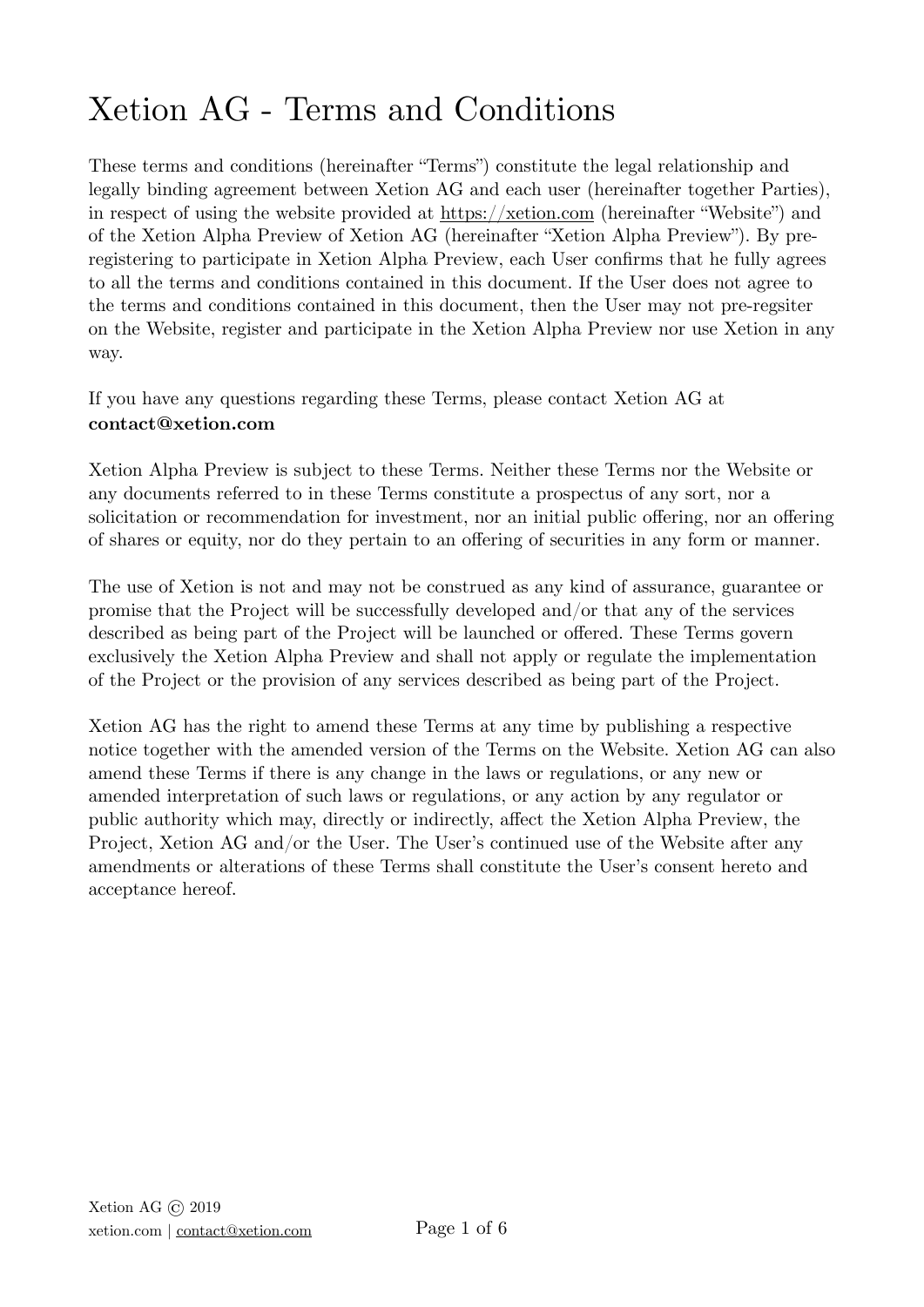# Xetion AG - Terms and Conditions

These terms and conditions (hereinafter "Terms") constitute the legal relationship and legally binding agreement between Xetion AG and each user (hereinafter together Parties), in respect of using the website provided at https://xetion.com (hereinafter "Website") and of the Xetion Alpha Preview of Xetion AG (hereinafter "Xetion Alpha Preview"). By pre-registering to participate in Xetion Alpha Preview, each User confirms that he fully agrees to all the terms and conditions contained in this document. If the User does not agree to the terms and conditions contained in this document, then the User may not pre-regsiter on the Website, register and participate in the Xetion Alpha Preview nor use Xetion in any way.

If you have any questions regarding these Terms, please contact Xetion AG at **contact@xetion.com**

Xetion Alpha Preview is subject to these Terms. Neither these Terms nor the Website or any documents referred to in these Terms constitute a prospectus of any sort, nor a solicitation or recommendation for investment, nor an initial public offering, nor an offering of shares or equity, nor do they pertain to an offering of securities in any form or manner.

The use of Xetion is not and may not be construed as any kind of assurance, guarantee or promise that the Project will be successfully developed and/or that any of the services described as being part of the Project will be launched or offered. These Terms govern exclusively the Xetion Alpha Preview and shall not apply or regulate the implementation of the Project or the provision of any services described as being part of the Project.

Xetion AG has the right to amend these Terms at any time by publishing a respective notice together with the amended version of the Terms on the Website. Xetion AG can also amend these Terms if there is any change in the laws or regulations, or any new or amended interpretation of such laws or regulations, or any action by any regulator or public authority which may, directly or indirectly, affect the Xetion Alpha Preview, the Project, Xetion AG and/or the User. The User's continued use of the Website after any amendments or alterations of these Terms shall constitute the User's consent hereto and acceptance hereof.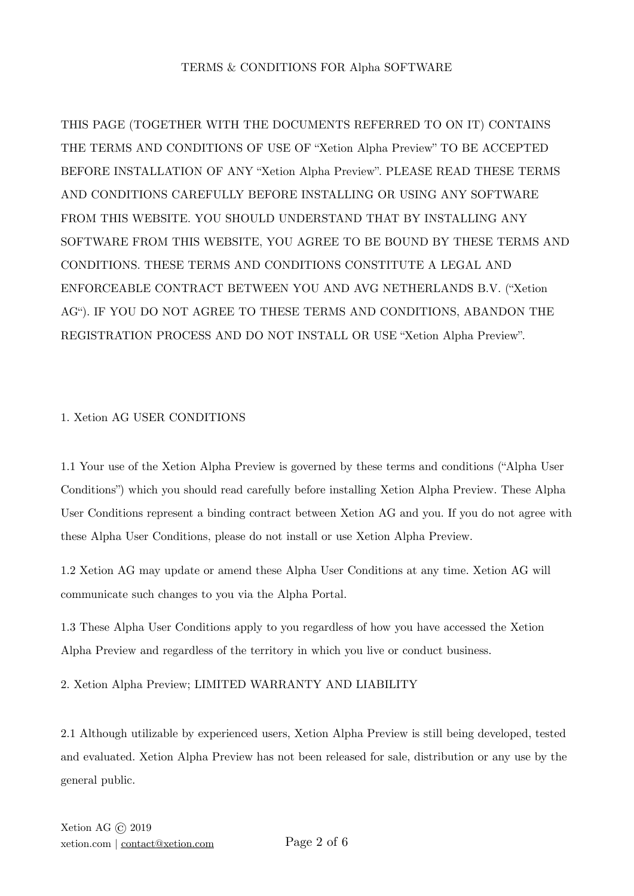# TERMS & CONDITIONS FOR Alpha SOFTWARE

THIS PAGE (TOGETHER WITH THE DOCUMENTS REFERRED TO ON IT) CONTAINS THE TERMS AND CONDITIONS OF USE OF "Xetion Alpha Preview" TO BE ACCEPTED BEFORE INSTALLATION OF ANY "Xetion Alpha Preview". PLEASE READ THESE TERMS AND CONDITIONS CAREFULLY BEFORE INSTALLING OR USING ANY SOFTWARE FROM THIS WEBSITE. YOU SHOULD UNDERSTAND THAT BY INSTALLING ANY SOFTWARE FROM THIS WEBSITE, YOU AGREE TO BE BOUND BY THESE TERMS AND CONDITIONS. THESE TERMS AND CONDITIONS CONSTITUTE A LEGAL AND ENFORCEABLE CONTRACT BETWEEN YOU AND AVG NETHERLANDS B.V. ("Xetion AG"). IF YOU DO NOT AGREE TO THESE TERMS AND CONDITIONS, ABANDON THE REGISTRATION PROCESS AND DO NOT INSTALL OR USE "Xetion Alpha Preview".

## 1. Xetion AG USER CONDITIONS

1.1 Your use of the Xetion Alpha Preview is governed by these terms and conditions ("Alpha User Conditions") which you should read carefully before installing Xetion Alpha Preview. These Alpha User Conditions represent a binding contract between Xetion AG and you. If you do not agree with these Alpha User Conditions, please do not install or use Xetion Alpha Preview.

1.2 Xetion AG may update or amend these Alpha User Conditions at any time. Xetion AG will communicate such changes to you via the Alpha Portal.

1.3 These Alpha User Conditions apply to you regardless of how you have accessed the Xetion Alpha Preview and regardless of the territory in which you live or conduct business.

## 2. Xetion Alpha Preview; LIMITED WARRANTY AND LIABILITY

2.1 Although utilizable by experienced users, Xetion Alpha Preview is still being developed, tested and evaluated. Xetion Alpha Preview has not been released for sale, distribution or any use by the general public.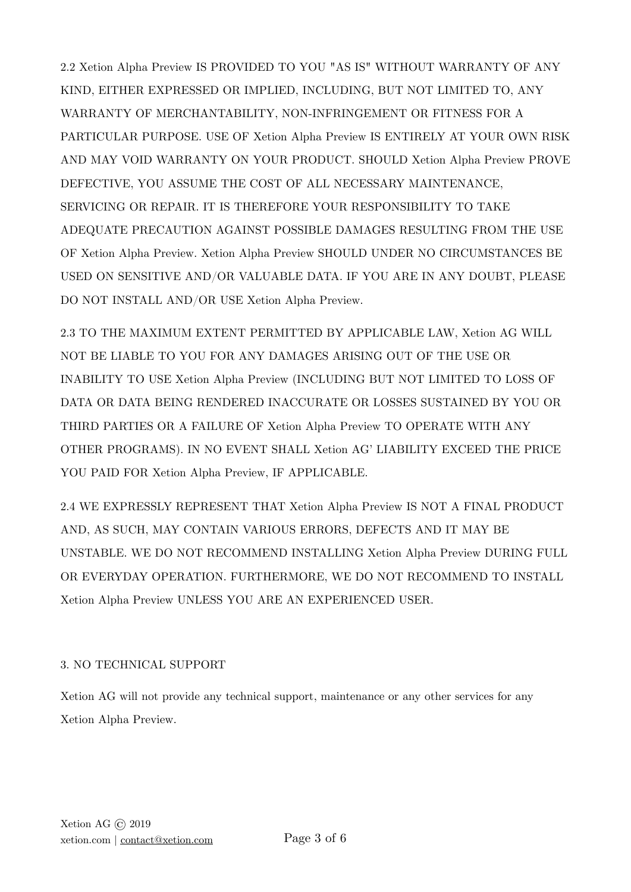2.2 Xetion Alpha Preview IS PROVIDED TO YOU "AS IS" WITHOUT WARRANTY OF ANY KIND, EITHER EXPRESSED OR IMPLIED, INCLUDING, BUT NOT LIMITED TO, ANY WARRANTY OF MERCHANTABILITY, NON-INFRINGEMENT OR FITNESS FOR A PARTICULAR PURPOSE. USE OF Xetion Alpha Preview IS ENTIRELY AT YOUR OWN RISK AND MAY VOID WARRANTY ON YOUR PRODUCT. SHOULD Xetion Alpha Preview PROVE DEFECTIVE, YOU ASSUME THE COST OF ALL NECESSARY MAINTENANCE, SERVICING OR REPAIR. IT IS THEREFORE YOUR RESPONSIBILITY TO TAKE ADEQUATE PRECAUTION AGAINST POSSIBLE DAMAGES RESULTING FROM THE USE OF Xetion Alpha Preview. Xetion Alpha Preview SHOULD UNDER NO CIRCUMSTANCES BE USED ON SENSITIVE AND/OR VALUABLE DATA. IF YOU ARE IN ANY DOUBT, PLEASE DO NOT INSTALL AND/OR USE Xetion Alpha Preview.

2.3 TO THE MAXIMUM EXTENT PERMITTED BY APPLICABLE LAW, Xetion AG WILL NOT BE LIABLE TO YOU FOR ANY DAMAGES ARISING OUT OF THE USE OR INABILITY TO USE Xetion Alpha Preview (INCLUDING BUT NOT LIMITED TO LOSS OF DATA OR DATA BEING RENDERED INACCURATE OR LOSSES SUSTAINED BY YOU OR THIRD PARTIES OR A FAILURE OF Xetion Alpha Preview TO OPERATE WITH ANY OTHER PROGRAMS). IN NO EVENT SHALL Xetion AG' LIABILITY EXCEED THE PRICE YOU PAID FOR Xetion Alpha Preview, IF APPLICABLE.

2.4 WE EXPRESSLY REPRESENT THAT Xetion Alpha Preview IS NOT A FINAL PRODUCT AND, AS SUCH, MAY CONTAIN VARIOUS ERRORS, DEFECTS AND IT MAY BE UNSTABLE. WE DO NOT RECOMMEND INSTALLING Xetion Alpha Preview DURING FULL OR EVERYDAY OPERATION. FURTHERMORE, WE DO NOT RECOMMEND TO INSTALL Xetion Alpha Preview UNLESS YOU ARE AN EXPERIENCED USER.

## 3. NO TECHNICAL SUPPORT

Xetion AG will not provide any technical support, maintenance or any other services for any Xetion Alpha Preview.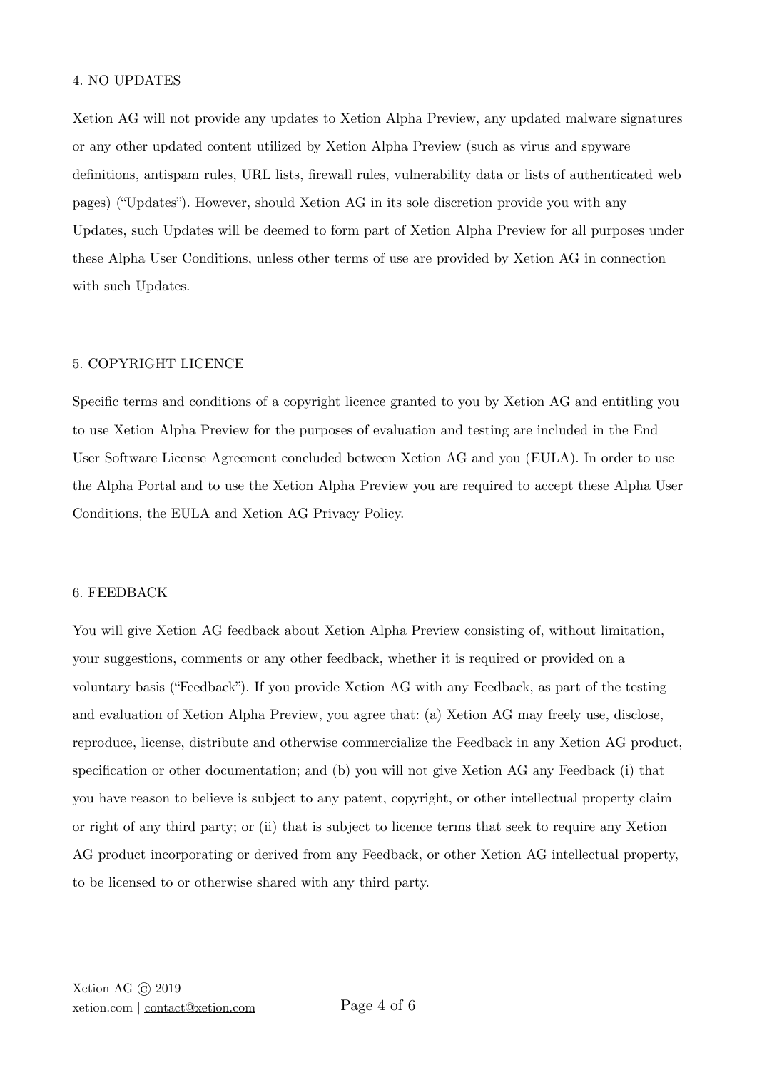## 4. NO UPDATES

Xetion AG will not provide any updates to Xetion Alpha Preview, any updated malware signatures or any other updated content utilized by Xetion Alpha Preview (such as virus and spyware definitions, antispam rules, URL lists, firewall rules, vulnerability data or lists of authenticated web pages) ("Updates"). However, should Xetion AG in its sole discretion provide you with any Updates, such Updates will be deemed to form part of Xetion Alpha Preview for all purposes under these Alpha User Conditions, unless other terms of use are provided by Xetion AG in connection with such Updates.

## 5. COPYRIGHT LICENCE

Specific terms and conditions of a copyright licence granted to you by Xetion AG and entitling you to use Xetion Alpha Preview for the purposes of evaluation and testing are included in the End User Software License Agreement concluded between Xetion AG and you (EULA). In order to use the Alpha Portal and to use the Xetion Alpha Preview you are required to accept these Alpha User Conditions, the EULA and Xetion AG Privacy Policy.

## 6. FEEDBACK

You will give Xetion AG feedback about Xetion Alpha Preview consisting of, without limitation, your suggestions, comments or any other feedback, whether it is required or provided on a voluntary basis ("Feedback"). If you provide Xetion AG with any Feedback, as part of the testing and evaluation of Xetion Alpha Preview, you agree that: (a) Xetion AG may freely use, disclose, reproduce, license, distribute and otherwise commercialize the Feedback in any Xetion AG product, specification or other documentation; and (b) you will not give Xetion AG any Feedback (i) that you have reason to believe is subject to any patent, copyright, or other intellectual property claim or right of any third party; or (ii) that is subject to licence terms that seek to require any Xetion AG product incorporating or derived from any Feedback, or other Xetion AG intellectual property, to be licensed to or otherwise shared with any third party.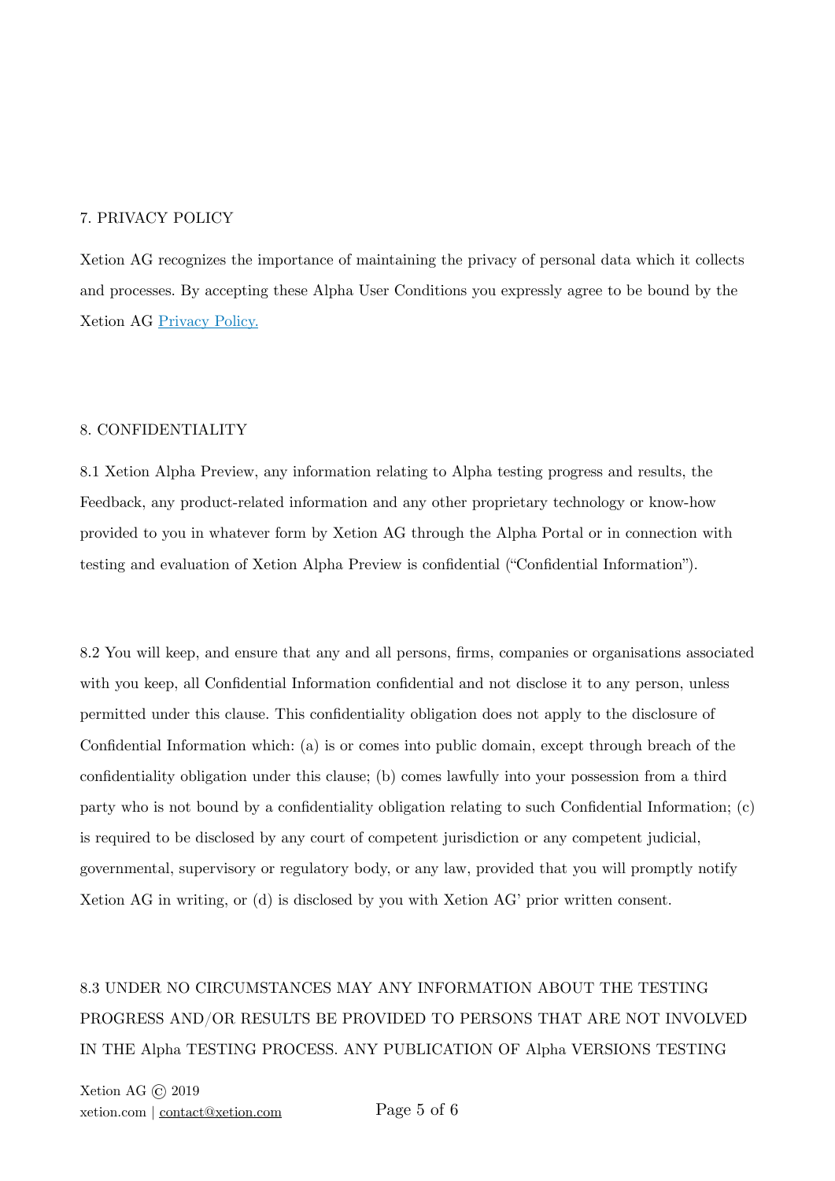## 7. PRIVACY POLICY

Xetion AG recognizes the importance of maintaining the privacy of personal data which it collects and processes. By accepting these Alpha User Conditions you expressly agree to be bound by the Xetion AG [Privacy Policy.]()

## 8. CONFIDENTIALITY

8.1 Xetion Alpha Preview, any information relating to Alpha testing progress and results, the Feedback, any product-related information and any other proprietary technology or know-how provided to you in whatever form by Xetion AG through the Alpha Portal or in connection with testing and evaluation of Xetion Alpha Preview is confidential ("Confidential Information").

8.2 You will keep, and ensure that any and all persons, firms, companies or organisations associated with you keep, all Confidential Information confidential and not disclose it to any person, unless permitted under this clause. This confidentiality obligation does not apply to the disclosure of Confidential Information which: (a) is or comes into public domain, except through breach of the confidentiality obligation under this clause; (b) comes lawfully into your possession from a third party who is not bound by a confidentiality obligation relating to such Confidential Information; (c) is required to be disclosed by any court of competent jurisdiction or any competent judicial, governmental, supervisory or regulatory body, or any law, provided that you will promptly notify Xetion AG in writing, or (d) is disclosed by you with Xetion AG' prior written consent.

8.3 UNDER NO CIRCUMSTANCES MAY ANY INFORMATION ABOUT THE TESTING PROGRESS AND/OR RESULTS BE PROVIDED TO PERSONS THAT ARE NOT INVOLVED IN THE Alpha TESTING PROCESS. ANY PUBLICATION OF Alpha VERSIONS TESTING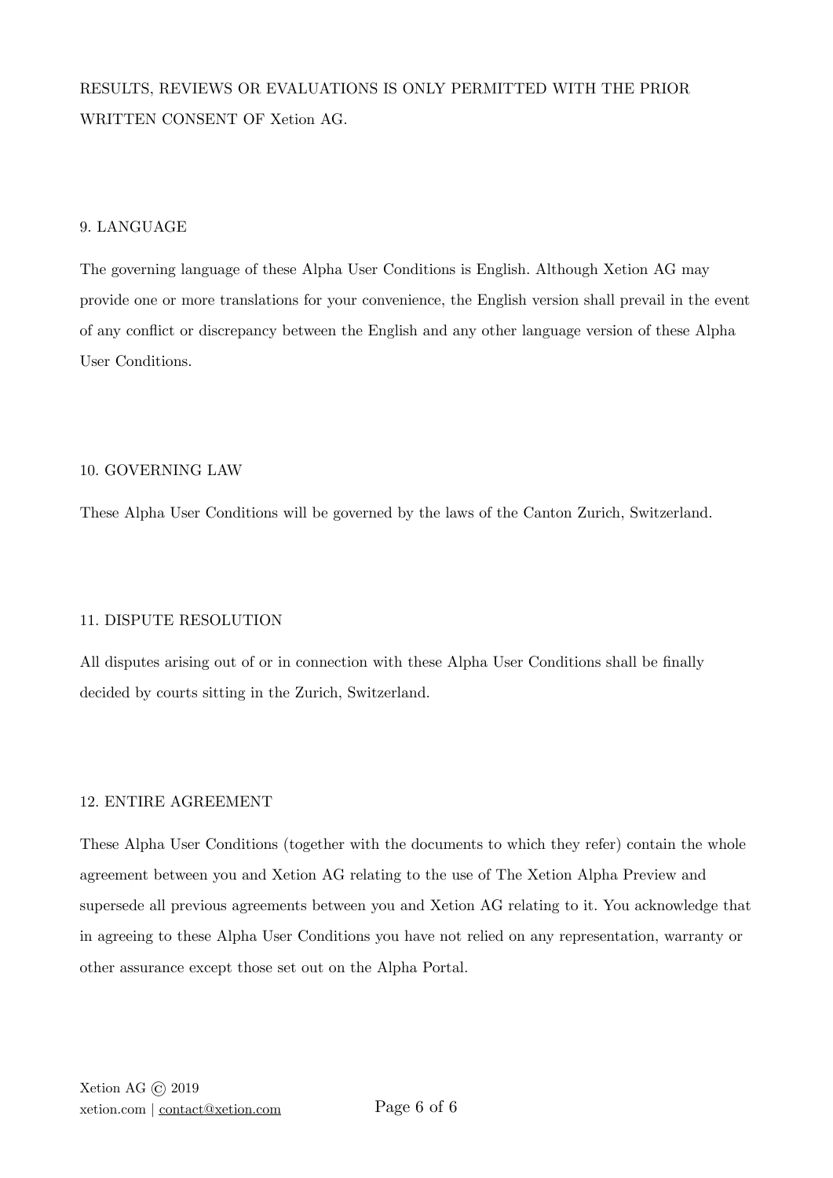RESULTS, REVIEWS OR EVALUATIONS IS ONLY PERMITTED WITH THE PRIOR WRITTEN CONSENT OF Xetion AG.

## 9. LANGUAGE

The governing language of these Alpha User Conditions is English. Although Xetion AG may provide one or more translations for your convenience, the English version shall prevail in the event of any conflict or discrepancy between the English and any other language version of these Alpha User Conditions.

## 10. GOVERNING LAW

These Alpha User Conditions will be governed by the laws of the Canton Zurich, Switzerland.

## 11. DISPUTE RESOLUTION

All disputes arising out of or in connection with these Alpha User Conditions shall be finally decided by courts sitting in the Zurich, Switzerland.

## 12. ENTIRE AGREEMENT

These Alpha User Conditions (together with the documents to which they refer) contain the whole agreement between you and Xetion AG relating to the use of The Xetion Alpha Preview and supersede all previous agreements between you and Xetion AG relating to it. You acknowledge that in agreeing to these Alpha User Conditions you have not relied on any representation, warranty or other assurance except those set out on the Alpha Portal.